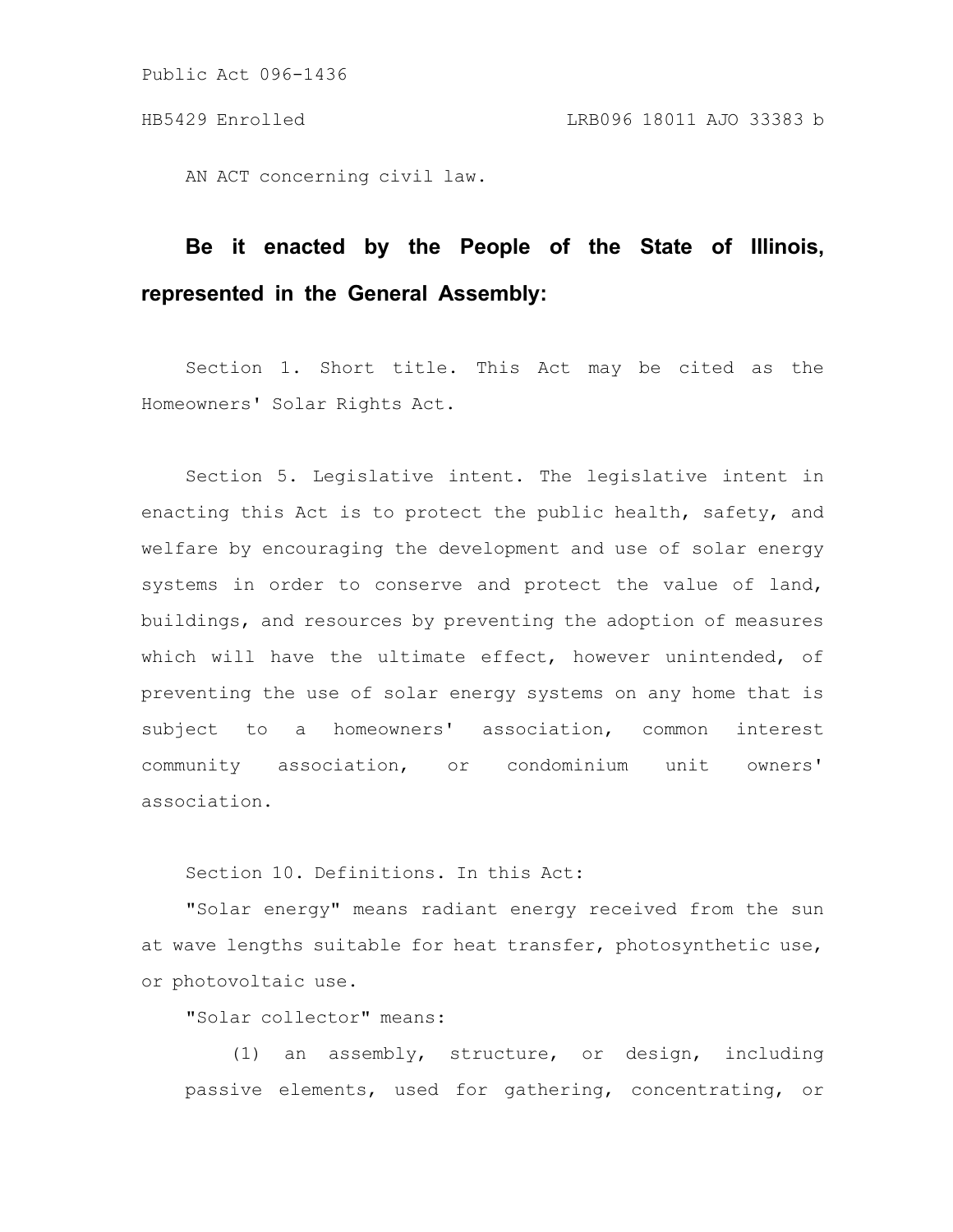Public Act 096-1436

HB5429 Enrolled LRB096 18011 AJO 33383 b

AN ACT concerning civil law.

**Be it enacted by the People of the State of Illinois, represented in the General Assembly:**

Section 1. Short title. This Act may be cited as the Homeowners' Solar Rights Act.

Section 5. Legislative intent. The legislative intent in enacting this Act is to protect the public health, safety, and welfare by encouraging the development and use of solar energy systems in order to conserve and protect the value of land, buildings, and resources by preventing the adoption of measures which will have the ultimate effect, however unintended, of preventing the use of solar energy systems on any home that is subject to a homeowners' association, common interest community association, or condominium unit owners' association.

Section 10. Definitions. In this Act:

"Solar energy" means radiant energy received from the sun at wave lengths suitable for heat transfer, photosynthetic use, or photovoltaic use.

"Solar collector" means:

(1) an assembly, structure, or design, including passive elements, used for gathering, concentrating, or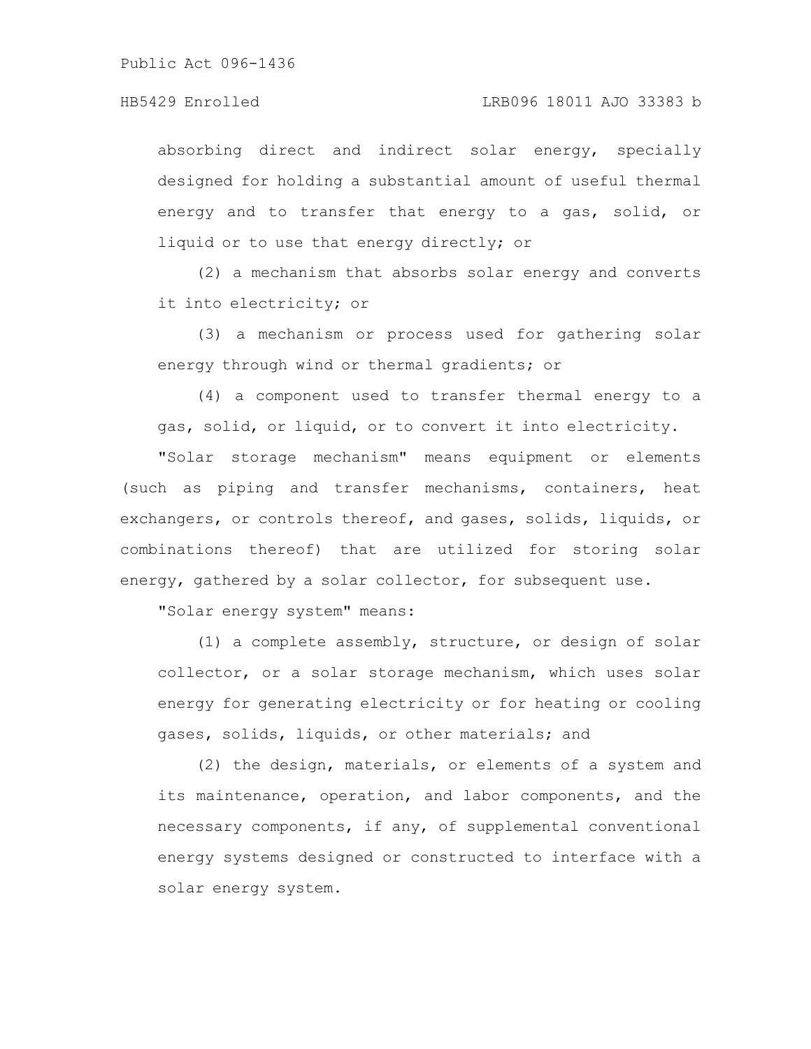absorbing direct and indirect solar energy, specially designed for holding a substantial amount of useful thermal energy and to transfer that energy to a gas, solid, or liquid or to use that energy directly; or

(2) a mechanism that absorbs solar energy and converts it into electricity; or

(3) a mechanism or process used for gathering solar energy through wind or thermal gradients; or

(4) a component used to transfer thermal energy to a gas, solid, or liquid, or to convert it into electricity.

"Solar storage mechanism" means equipment or elements (such as piping and transfer mechanisms, containers, heat exchangers, or controls thereof, and gases, solids, liquids, or combinations thereof) that are utilized for storing solar energy, gathered by a solar collector, for subsequent use.

"Solar energy system" means:

(1) a complete assembly, structure, or design of solar collector, or a solar storage mechanism, which uses solar energy for generating electricity or for heating or cooling gases, solids, liquids, or other materials; and

(2) the design, materials, or elements of a system and its maintenance, operation, and labor components, and the necessary components, if any, of supplemental conventional energy systems designed or constructed to interface with a solar energy system.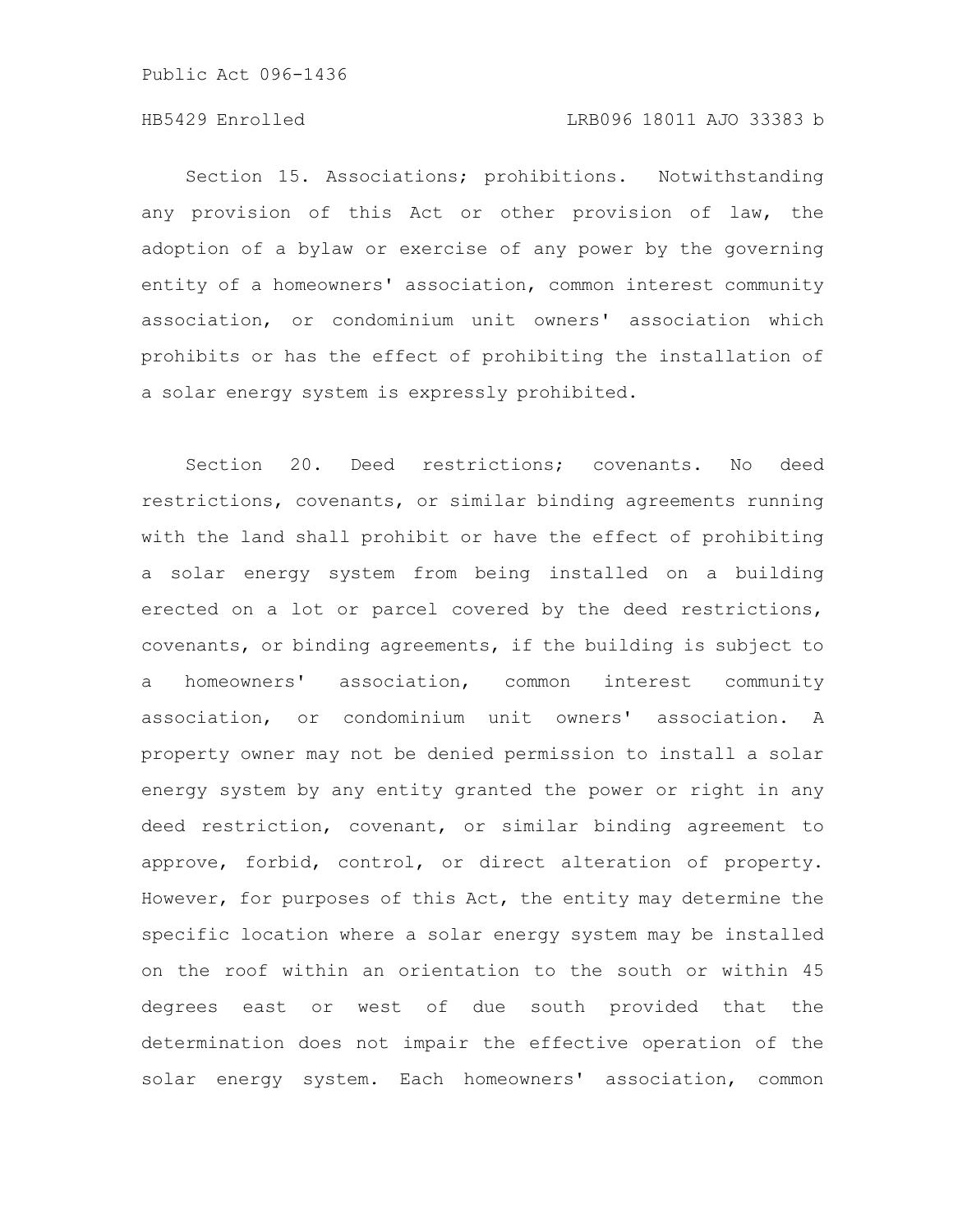Section 15. Associations; prohibitions. Notwithstanding any provision of this Act or other provision of law, the adoption of a bylaw or exercise of any power by the governing entity of a homeowners' association, common interest community association, or condominium unit owners' association which prohibits or has the effect of prohibiting the installation of a solar energy system is expressly prohibited.

Section 20. Deed restrictions; covenants. No deed restrictions, covenants, or similar binding agreements running with the land shall prohibit or have the effect of prohibiting a solar energy system from being installed on a building erected on a lot or parcel covered by the deed restrictions, covenants, or binding agreements, if the building is subject to a homeowners' association, common interest community association, or condominium unit owners' association. A property owner may not be denied permission to install a solar energy system by any entity granted the power or right in any deed restriction, covenant, or similar binding agreement to approve, forbid, control, or direct alteration of property. However, for purposes of this Act, the entity may determine the specific location where a solar energy system may be installed on the roof within an orientation to the south or within 45 degrees east or west of due south provided that the determination does not impair the effective operation of the solar energy system. Each homeowners' association, common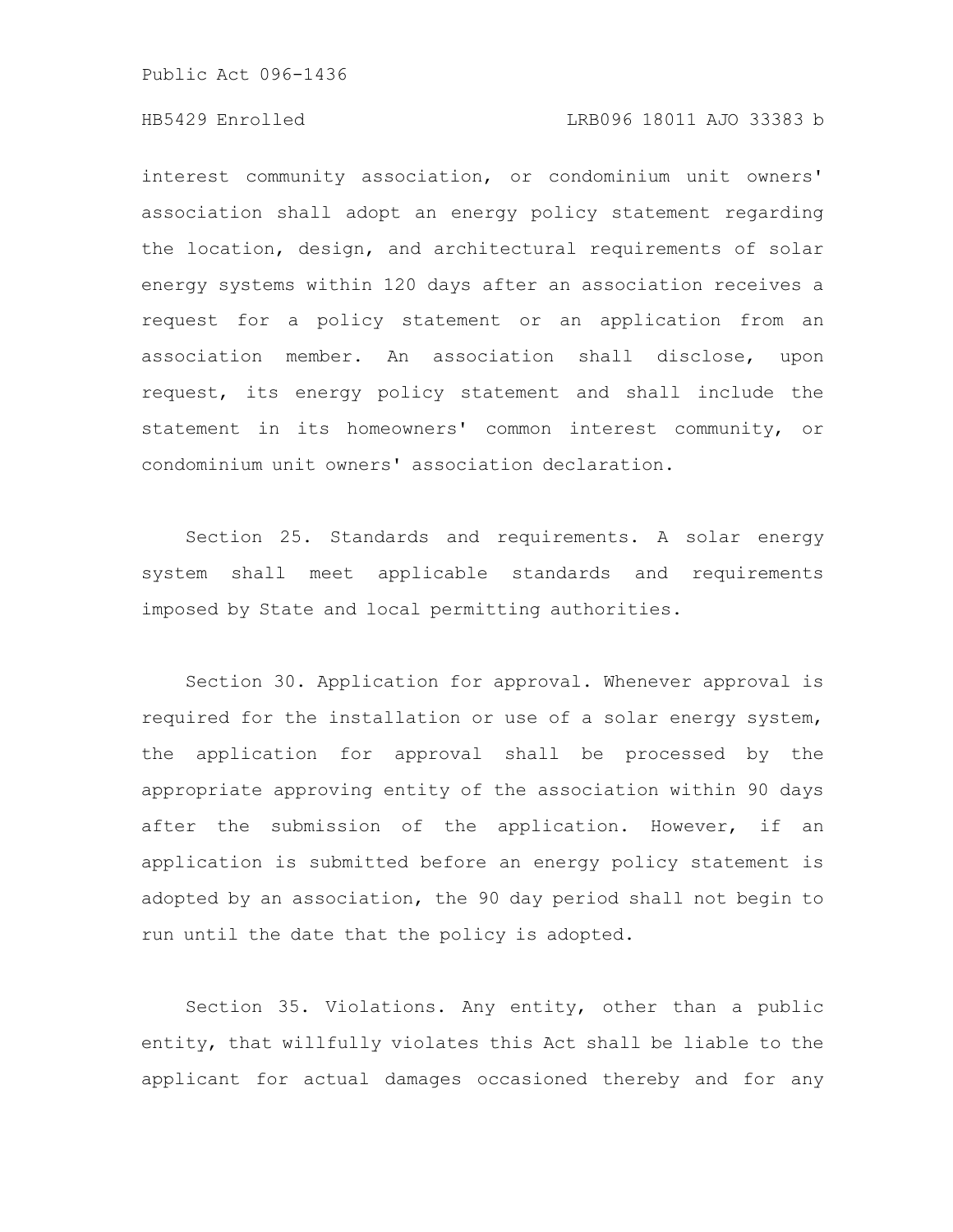interest community association, or condominium unit owners' association shall adopt an energy policy statement regarding the location, design, and architectural requirements of solar energy systems within 120 days after an association receives a request for a policy statement or an application from an association member. An association shall disclose, upon request, its energy policy statement and shall include the statement in its homeowners' common interest community, or condominium unit owners' association declaration.

Section 25. Standards and requirements. A solar energy system shall meet applicable standards and requirements imposed by State and local permitting authorities.

Section 30. Application for approval. Whenever approval is required for the installation or use of a solar energy system, the application for approval shall be processed by the appropriate approving entity of the association within 90 days after the submission of the application. However, if an application is submitted before an energy policy statement is adopted by an association, the 90 day period shall not begin to run until the date that the policy is adopted.

Section 35. Violations. Any entity, other than a public entity, that willfully violates this Act shall be liable to the applicant for actual damages occasioned thereby and for any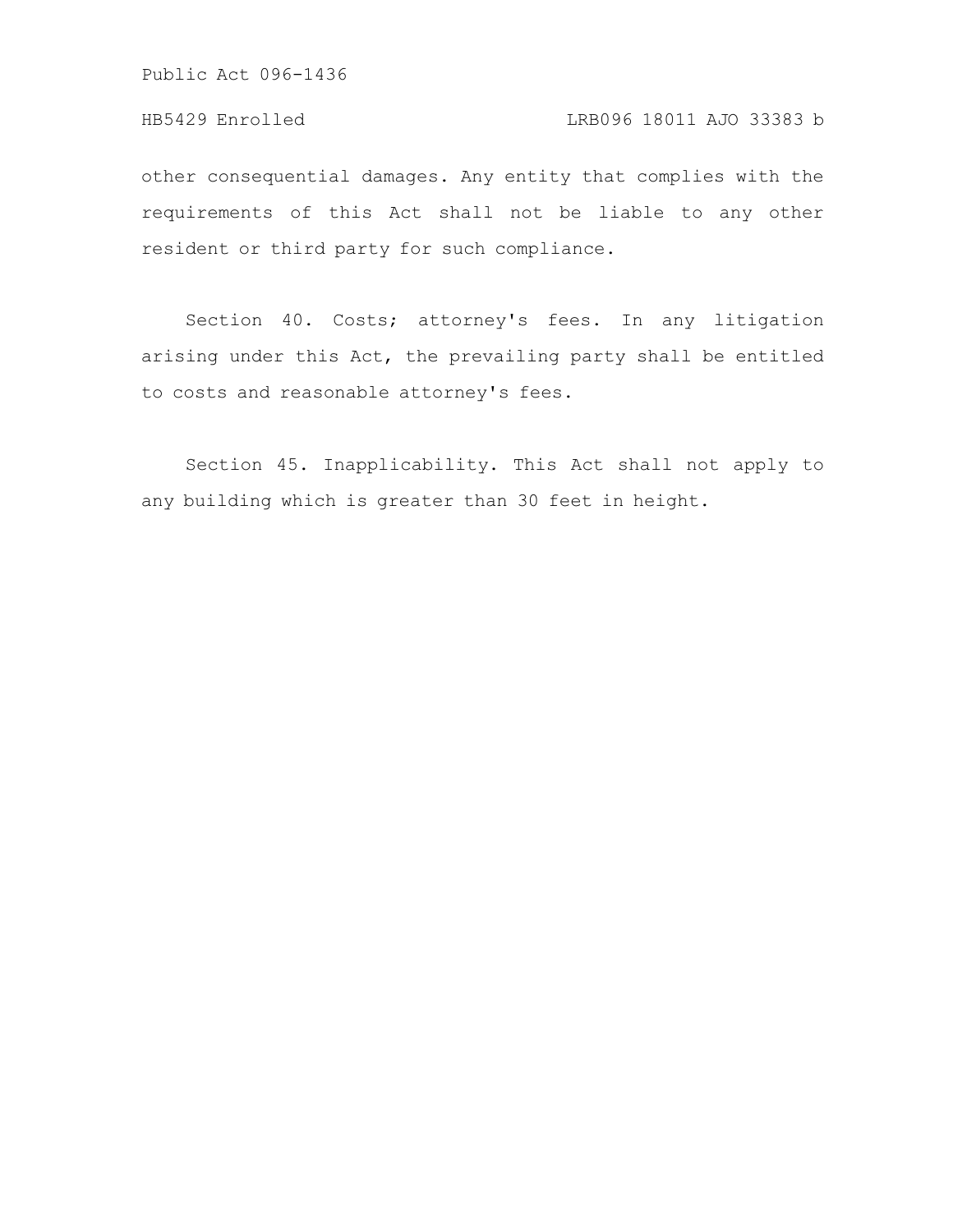other consequential damages. Any entity that complies with the requirements of this Act shall not be liable to any other resident or third party for such compliance.

Section 40. Costs; attorney's fees. In any litigation arising under this Act, the prevailing party shall be entitled to costs and reasonable attorney's fees.

Section 45. Inapplicability. This Act shall not apply to any building which is greater than 30 feet in height.